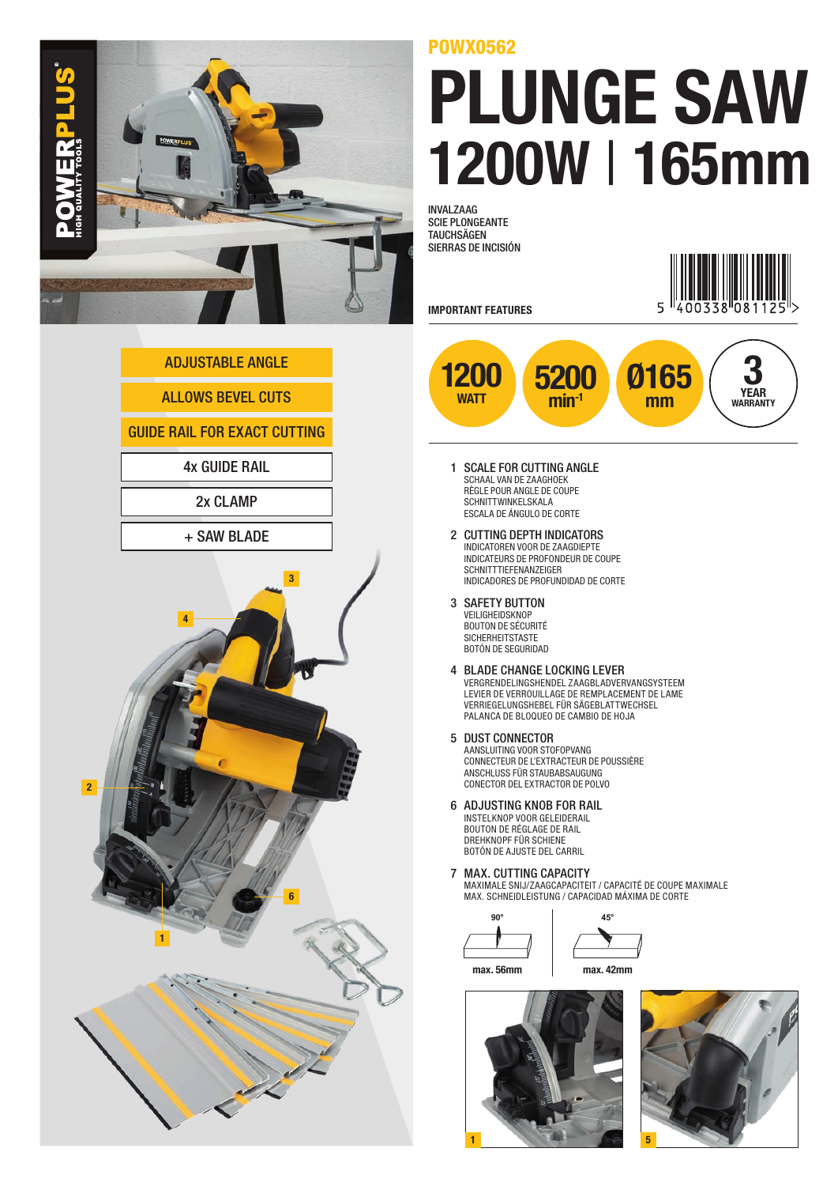POWX0562

# PLUNGE SAW

## 1200W | 165mm

INVALZAAG
SCIE PLONGEANTE
TAUCHSÄGEN
SIERRAS DE INCISIÓN

5 400338 081125

**IMPORTANT FEATURES**

- 1200 WATT
- 5200 $min^{-1}$
- Ø165 mm
- 3 YEAR WARRANTY

- ADJUSTABLE ANGLE
- ALLOWS BEVEL CUTS
- GUIDE RAIL FOR EXACT CUTTING
- 4x GUIDE RAIL
- 2x CLAMP
- + SAW BLADE

1. **SCALE FOR CUTTING ANGLE**
   SCHAAL VAN DE ZAAGHOEK
   RÈGLE POUR ANGLE DE COUPE
   SCHNITTWINKELSKALA
   ESCALA DE ÁNGULO DE CORTE

2. **CUTTING DEPTH INDICATORS**
   INDICATOREN VOOR DE ZAAGDIEPTE
   INDICATEURS DE PROFONDEUR DE COUPE
   SCHNITTTIEFENANZEIGER
   INDICADORES DE PROFUNDIDAD DE CORTE

3. **SAFETY BUTTON**
   VEILIGHEIDSKNOP
   BOUTON DE SÉCURITÉ
   SICHERHEITSTASTE
   BOTÓN DE SEGURIDAD

4. **BLADE CHANGE LOCKING LEVER**
   VERGRENDELINGSHENDEL ZAAGBLADVERVANGSYSTEEM
   LEVIER DE VERROUILLAGE DE REMPLACEMENT DE LAME
   VERRIEGELUNGSHEBEL FÜR SÄGEBLATTWECHSEL
   PALANCA DE BLOQUEO DE CAMBIO DE HOJA

5. **DUST CONNECTOR**
   AANSLUITING VOOR STOFOPVANG
   CONNECTEUR DE L'EXTRACTEUR DE POUSSIÈRE
   ANSCHLUSS FÜR STAUBABSAUGUNG
   CONECTOR DEL EXTRACTOR DE POLVO

6. **ADJUSTING KNOB FOR RAIL**
   INSTELKNOP VOOR GELEIDERAIL
   BOUTON DE RÉGLAGE DE RAIL
   DREHKNOPF FÜR SCHIENE
   BOTÓN DE AJUSTE DEL CARRIL

7. **MAX. CUTTING CAPACITY**
   MAXIMALE SNIJ/ZAAGCAPACITEIT / CAPACITÉ DE COUPE MAXIMALE
   MAX. SCHNEIDLEISTUNG / CAPACIDAD MÁXIMA DE CORTE

| 90° | 45° |
|---|---|
| max. 56mm | max. 42mm |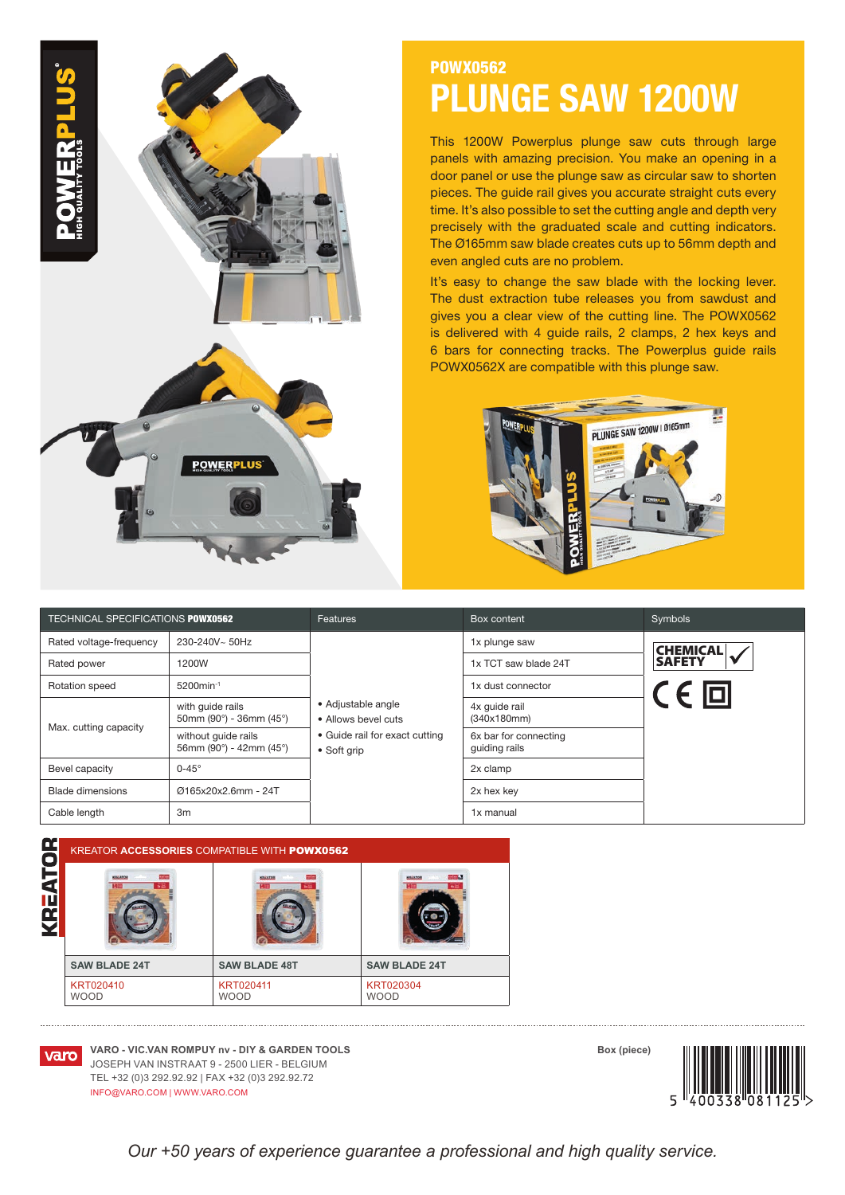POWERPLUS® HIGH QUALITY TOOLS

## POWX0562

# PLUNGE SAW 1200W

This 1200W Powerplus plunge saw cuts through large panels with amazing precision. You make an opening in a door panel or use the plunge saw as circular saw to shorten pieces. The guide rail gives you accurate straight cuts every time. It's also possible to set the cutting angle and depth very precisely with the graduated scale and cutting indicators. The Ø165mm saw blade creates cuts up to 56mm depth and even angled cuts are no problem.

It's easy to change the saw blade with the locking lever. The dust extraction tube releases you from sawdust and gives you a clear view of the cutting line. The POWX0562 is delivered with 4 guide rails, 2 clamps, 2 hex keys and 6 bars for connecting tracks. The Powerplus guide rails POWX0562X are compatible with this plunge saw.

| TECHNICAL SPECIFICATIONS **POWX0562** | | | Features | Box content | Symbols |
|---|---|---|---|---|---|
| Rated voltage-frequency | | 230-240V~ 50Hz | • Adjustable angle<br>• Allows bevel cuts<br>• Guide rail for exact cutting<br>• Soft grip | 1x plunge saw | CHEMICAL SAFETY ✓<br>CE |
| Rated power | | 1200W | | 1x TCT saw blade 24T | |
| Rotation speed | | 5200min⁻¹ | | 1x dust connector | |
| Max. cutting capacity | with guide rails | 50mm (90°) - 36mm (45°) | | 4x guide rail (340x180mm) | |
| | without guide rails | 56mm (90°) - 42mm (45°) | | 6x bar for connecting guiding rails | |
| Bevel capacity | | 0-45° | | 2x clamp | |
| Blade dimensions | | Ø165x20x2.6mm - 24T | | 2x hex key | |
| Cable length | | 3m | | 1x manual | |

KREATOR

| KREATOR **ACCESSORIES** COMPATIBLE WITH **POWX0562** | | |
|---|---|---|
| **SAW BLADE 24T** | **SAW BLADE 48T** | **SAW BLADE 24T** |
| KRT020410<br>WOOD | KRT020411<br>WOOD | KRT020304<br>WOOD |

varo

**VARO - VIC.VAN ROMPUY nv - DIY & GARDEN TOOLS**
JOSEPH VAN INSTRAAT 9 - 2500 LIER - BELGIUM
TEL +32 (0)3 292.92.92 | FAX +32 (0)3 292.92.72
INFO@VARO.COM | WWW.VARO.COM

**Box (piece)**

5 400338 081125

*Our +50 years of experience guarantee a professional and high quality service.*